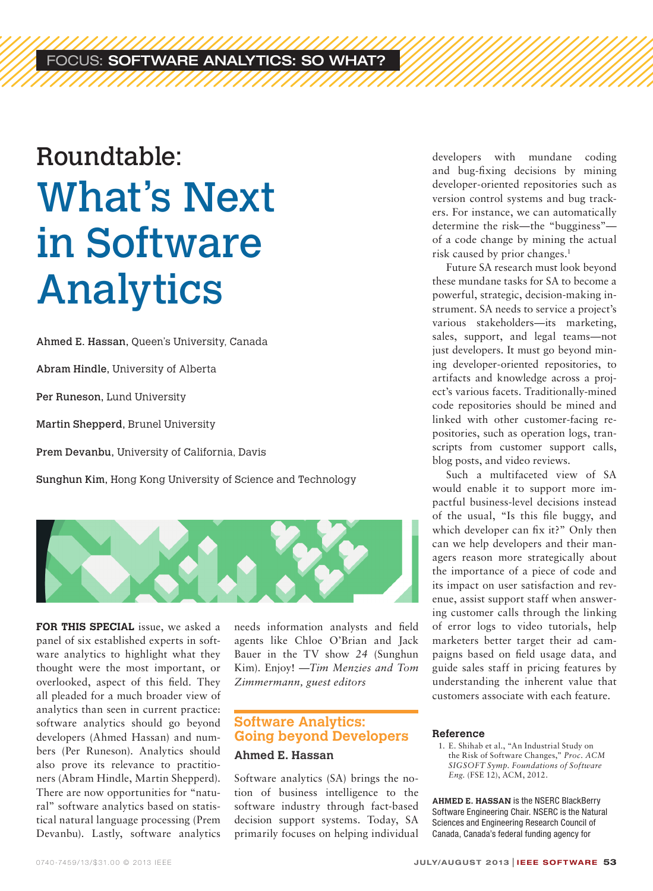FOCUS: SOFTWARE ANALYTICS: SO WHAT?

# Roundtable: What's Next in Software Analytics

**Ahmed E. Hassan**, Queen's University, Canada

**Abram Hindle**, University of Alberta

**Per Runeson**, Lund University

**Martin Shepperd**, Brunel University

**Prem Devanbu**, University of California, Davis

**Sunghun Kim**, Hong Kong University of Science and Technology

**FOR THIS SPECIAL** issue, we asked a panel of six established experts in software analytics to highlight what they thought were the most important, or overlooked, aspect of this field. They all pleaded for a much broader view of analytics than seen in current practice: software analytics should go beyond developers (Ahmed Hassan) and numbers (Per Runeson). Analytics should also prove its relevance to practitioners (Abram Hindle, Martin Shepperd). There are now opportunities for "natural" software analytics based on statistical natural language processing (Prem Devanbu). Lastly, software analytics needs information analysts and field agents like Chloe O'Brian and Jack Bauer in the TV show *24* (Sunghun Kim). Enjoy! —*Tim Menzies and Tom Zimmermann, guest editors*

## Software Analytics: Going beyond Developers

### Ahmed E. Hassan

Software analytics (SA) brings the notion of business intelligence to the software industry through fact-based decision support systems. Today, SA primarily focuses on helping individual developers with mundane coding and bug-fixing decisions by mining developer-oriented repositories such as version control systems and bug trackers. For instance, we can automatically determine the risk—the "bugginess"—of a code change by mining the actual risk caused by prior changes.[1]

Future SA research must look beyond these mundane tasks for SA to become a powerful, strategic, decision-making instrument. SA needs to service a project's various stakeholders—its marketing, sales, support, and legal teams—not just developers. It must go beyond mining developer-oriented repositories, to artifacts and knowledge across a project's various facets. Traditionally-mined code repositories should be mined and linked with other customer-facing repositories, such as operation logs, transcripts from customer support calls, blog posts, and video reviews.

Such a multifaceted view of SA would enable it to support more impactful business-level decisions instead of the usual, "Is this file buggy, and which developer can fix it?" Only then can we help developers and their managers reason more strategically about the importance of a piece of code and its impact on user satisfaction and revenue, assist support staff when answering customer calls through the linking of error logs to video tutorials, help marketers better target their ad campaigns based on field usage data, and guide sales staff in pricing features by understanding the inherent value that customers associate with each feature.

#### Reference

1. E. Shihab et al., "An Industrial Study on the Risk of Software Changes," *Proc. ACM SIGSOFT Symp. Foundations of Software Eng.* (FSE 12), ACM, 2012.

**AHMED E. HASSAN** is the NSERC BlackBerry Software Engineering Chair. NSERC is the Natural Sciences and Engineering Research Council of Canada, Canada's federal funding agency for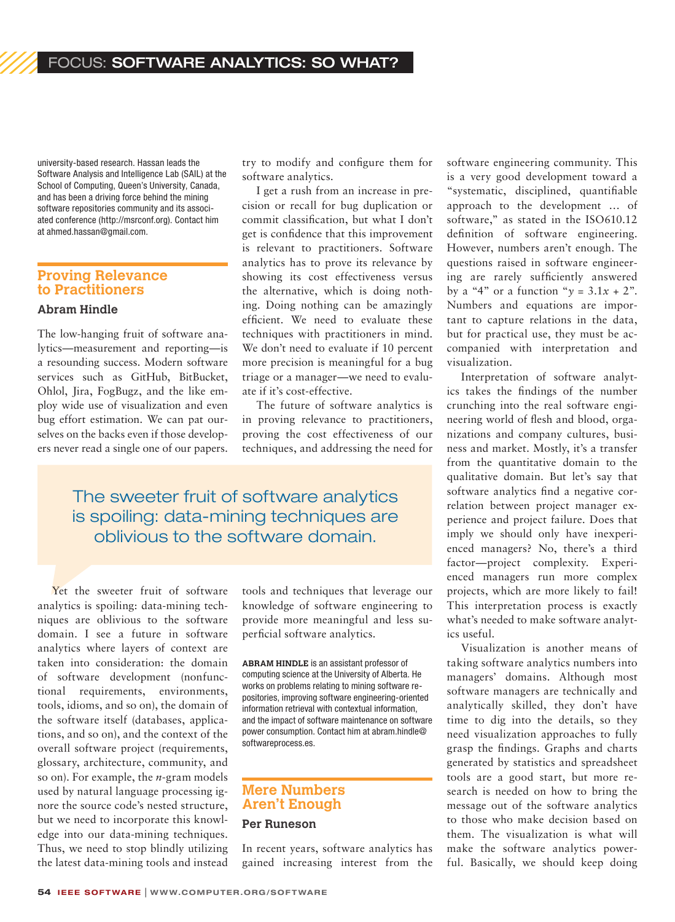university-based research. Hassan leads the Software Analysis and Intelligence Lab (SAIL) at the School of Computing, Queen's University, Canada, and has been a driving force behind the mining software repositories community and its associated conference (http://msrconf.org). Contact him at ahmed.hassan@gmail.com.

## Proving Relevance to Practitioners

### Abram Hindle

The low-hanging fruit of software analytics—measurement and reporting—is a resounding success. Modern software services such as GitHub, BitBucket, Ohlol, Jira, FogBugz, and the like employ wide use of visualization and even bug effort estimation. We can pat ourselves on the backs even if those developers never read a single one of our papers.

> The sweeter fruit of software analytics is spoiling: data-mining techniques are oblivious to the software domain.

Yet the sweeter fruit of software analytics is spoiling: data-mining techniques are oblivious to the software domain. I see a future in software analytics where layers of context are taken into consideration: the domain of software development (nonfunctional requirements, environments, tools, idioms, and so on), the domain of the software itself (databases, applications, and so on), and the context of the overall software project (requirements, glossary, architecture, community, and so on). For example, the *n*-gram models used by natural language processing ignore the source code's nested structure, but we need to incorporate this knowledge into our data-mining techniques. Thus, we need to stop blindly utilizing the latest data-mining tools and instead try to modify and configure them for software analytics.

I get a rush from an increase in precision or recall for bug duplication or commit classification, but what I don't get is confidence that this improvement is relevant to practitioners. Software analytics has to prove its relevance by showing its cost effectiveness versus the alternative, which is doing nothing. Doing nothing can be amazingly efficient. We need to evaluate these techniques with practitioners in mind. We don't need to evaluate if 10 percent more precision is meaningful for a bug triage or a manager—we need to evaluate if it's cost-effective.

The future of software analytics is in proving relevance to practitioners, proving the cost effectiveness of our techniques, and addressing the need for tools and techniques that leverage our knowledge of software engineering to provide more meaningful and less superficial software analytics.

**ABRAM HINDLE** is an assistant professor of computing science at the University of Alberta. He works on problems relating to mining software repositories, improving software engineering-oriented information retrieval with contextual information, and the impact of software maintenance on software power consumption. Contact him at abram.hindle@softwareprocess.es.

## Mere Numbers Aren't Enough

### Per Runeson

In recent years, software analytics has gained increasing interest from the software engineering community. This is a very good development toward a "systematic, disciplined, quantifiable approach to the development … of software," as stated in the ISO610.12 definition of software engineering. However, numbers aren't enough. The questions raised in software engineering are rarely sufficiently answered by a "4" or a function "$y = 3.1x + 2$". Numbers and equations are important to capture relations in the data, but for practical use, they must be accompanied with interpretation and visualization.

Interpretation of software analytics takes the findings of the number crunching into the real software engineering world of flesh and blood, organizations and company cultures, business and market. Mostly, it's a transfer from the quantitative domain to the qualitative domain. But let's say that software analytics find a negative correlation between project manager experience and project failure. Does that imply we should only have inexperienced managers? No, there's a third factor—project complexity. Experienced managers run more complex projects, which are more likely to fail! This interpretation process is exactly what's needed to make software analytics useful.

Visualization is another means of taking software analytics numbers into managers' domains. Although most software managers are technically and analytically skilled, they don't have time to dig into the details, so they need visualization approaches to fully grasp the findings. Graphs and charts generated by statistics and spreadsheet tools are a good start, but more research is needed on how to bring the message out of the software analytics to those who make decision based on them. The visualization is what will make the software analytics powerful. Basically, we should keep doing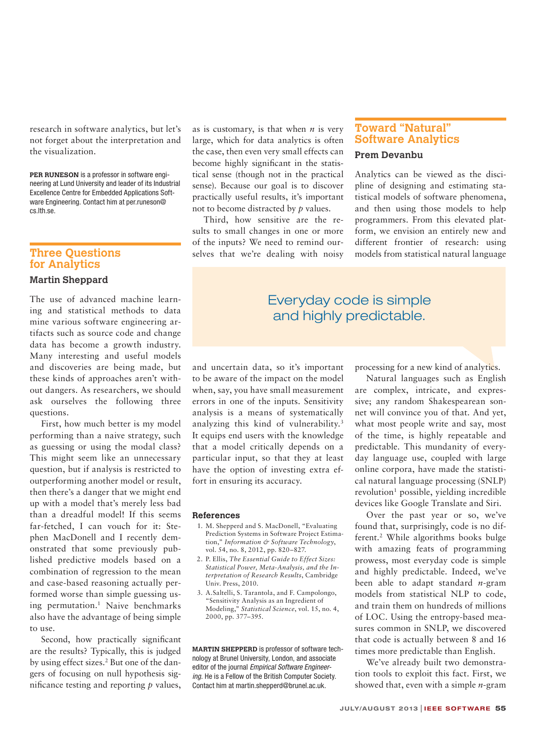research in software analytics, but let's not forget about the interpretation and the visualization.

**PER RUNESON** is a professor in software engineering at Lund University and leader of its Industrial Excellence Centre for Embedded Applications Software Engineering. Contact him at per.runeson@cs.lth.se.

## Three Questions for Analytics

### Martin Sheppard

The use of advanced machine learning and statistical methods to data mine various software engineering artifacts such as source code and change data has become a growth industry. Many interesting and useful models and discoveries are being made, but these kinds of approaches aren't without dangers. As researchers, we should ask ourselves the following three questions.

First, how much better is my model performing than a naive strategy, such as guessing or using the modal class? This might seem like an unnecessary question, but if analysis is restricted to outperforming another model or result, then there's a danger that we might end up with a model that's merely less bad than a dreadful model! If this seems far-fetched, I can vouch for it: Stephen MacDonell and I recently demonstrated that some previously published predictive models based on a combination of regression to the mean and case-based reasoning actually performed worse than simple guessing using permutation.[1] Naive benchmarks also have the advantage of being simple to use.

Second, how practically significant are the results? Typically, this is judged by using effect sizes.[2] But one of the dangers of focusing on null hypothesis significance testing and reporting *p* values, as is customary, is that when *n* is very large, which for data analytics is often the case, then even very small effects can become highly significant in the statistical sense (though not in the practical sense). Because our goal is to discover practically useful results, it's important not to become distracted by *p* values.

Third, how sensitive are the results to small changes in one or more of the inputs? We need to remind ourselves that we're dealing with noisy and uncertain data, so it's important to be aware of the impact on the model when, say, you have small measurement errors in one of the inputs. Sensitivity analysis is a means of systematically analyzing this kind of vulnerability.[3] It equips end users with the knowledge that a model critically depends on a particular input, so that they at least have the option of investing extra effort in ensuring its accuracy.

### References

1. M. Shepperd and S. MacDonell, "Evaluating Prediction Systems in Software Project Estimation," *Information & Software Technology*, vol. 54, no. 8, 2012, pp. 820–827.
2. P. Ellis, *The Essential Guide to Effect Sizes: Statistical Power, Meta-Analysis, and the Interpretation of Research Results*, Cambridge Univ. Press, 2010.
3. A.Saltelli, S. Tarantola, and F. Campolongo, "Sensitivity Analysis as an Ingredient of Modeling," *Statistical Science*, vol. 15, no. 4, 2000, pp. 377–395.

**MARTIN SHEPPERD** is professor of software technology at Brunel University, London, and associate editor of the journal *Empirical Software Engineering*. He is a Fellow of the British Computer Society. Contact him at martin.shepperd@brunel.ac.uk.

## Toward "Natural" Software Analytics

### Prem Devanbu

Analytics can be viewed as the discipline of designing and estimating statistical models of software phenomena, and then using those models to help programmers. From this elevated platform, we envision an entirely new and different frontier of research: using models from statistical natural language processing for a new kind of analytics.

> Everyday code is simple and highly predictable.

Natural languages such as English are complex, intricate, and expressive; any random Shakespearean sonnet will convince you of that. And yet, what most people write and say, most of the time, is highly repeatable and predictable. This mundanity of everyday language use, coupled with large online corpora, have made the statistical natural language processing (SNLP) revolution[1] possible, yielding incredible devices like Google Translate and Siri.

Over the past year or so, we've found that, surprisingly, code is no different.[2] While algorithms books bulge with amazing feats of programming prowess, most everyday code is simple and highly predictable. Indeed, we've been able to adapt standard *n*-gram models from statistical NLP to code, and train them on hundreds of millions of LOC. Using the entropy-based measures common in SNLP, we discovered that code is actually between 8 and 16 times more predictable than English.

We've already built two demonstration tools to exploit this fact. First, we showed that, even with a simple *n*-gram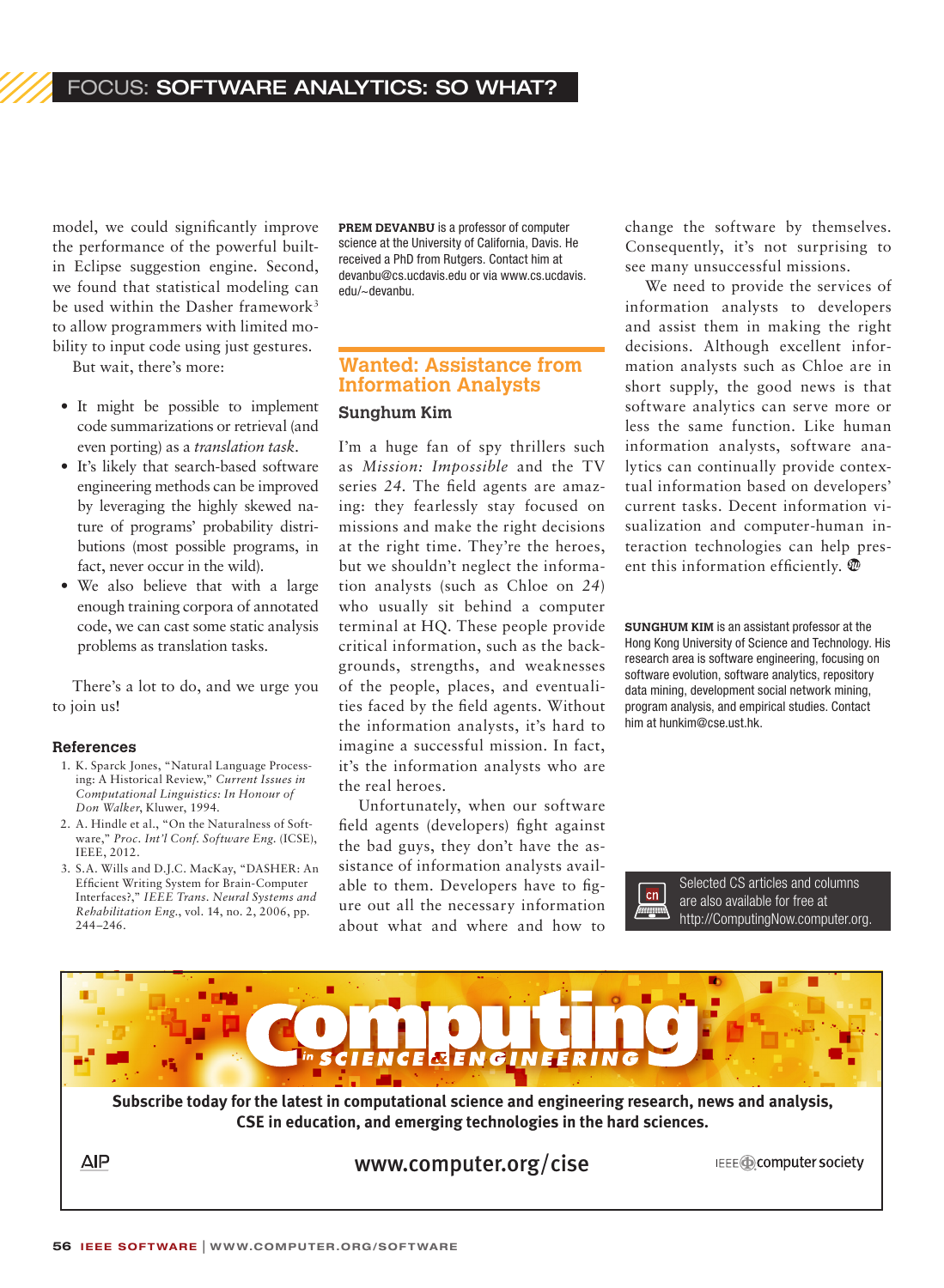model, we could significantly improve the performance of the powerful built-in Eclipse suggestion engine. Second, we found that statistical modeling can be used within the Dasher framework[3] to allow programmers with limited mobility to input code using just gestures.

But wait, there's more:

- It might be possible to implement code summarizations or retrieval (and even porting) as a *translation task*.
- It's likely that search-based software engineering methods can be improved by leveraging the highly skewed nature of programs' probability distributions (most possible programs, in fact, never occur in the wild).
- We also believe that with a large enough training corpora of annotated code, we can cast some static analysis problems as translation tasks.

There's a lot to do, and we urge you to join us!

### References

1. K. Sparck Jones, "Natural Language Processing: A Historical Review," *Current Issues in Computational Linguistics: In Honour of Don Walker*, Kluwer, 1994.
2. A. Hindle et al., "On the Naturalness of Software," *Proc. Int'l Conf. Software Eng.* (ICSE), IEEE, 2012.
3. S.A. Wills and D.J.C. MacKay, "DASHER: An Efficient Writing System for Brain-Computer Interfaces?," *IEEE Trans. Neural Systems and Rehabilitation Eng.*, vol. 14, no. 2, 2006, pp. 244–246.

**PREM DEVANBU** is a professor of computer science at the University of California, Davis. He received a PhD from Rutgers. Contact him at devanbu@cs.ucdavis.edu or via www.cs.ucdavis.edu/~devanbu.

## Wanted: Assistance from Information Analysts

### Sunghum Kim

I'm a huge fan of spy thrillers such as *Mission: Impossible* and the TV series *24*. The field agents are amazing: they fearlessly stay focused on missions and make the right decisions at the right time. They're the heroes, but we shouldn't neglect the information analysts (such as Chloe on *24*) who usually sit behind a computer terminal at HQ. These people provide critical information, such as the backgrounds, strengths, and weaknesses of the people, places, and eventualities faced by the field agents. Without the information analysts, it's hard to imagine a successful mission. In fact, it's the information analysts who are the real heroes.

Unfortunately, when our software field agents (developers) fight against the bad guys, they don't have the assistance of information analysts available to them. Developers have to figure out all the necessary information about what and where and how to change the software by themselves. Consequently, it's not surprising to see many unsuccessful missions.

We need to provide the services of information analysts to developers and assist them in making the right decisions. Although excellent information analysts such as Chloe are in short supply, the good news is that software analytics can serve more or less the same function. Like human information analysts, software analytics can continually provide contextual information based on developers' current tasks. Decent information visualization and computer-human interaction technologies can help present this information efficiently.

**SUNGHUM KIM** is an assistant professor at the Hong Kong University of Science and Technology. His research area is software engineering, focusing on software evolution, software analytics, repository data mining, development social network mining, program analysis, and empirical studies. Contact him at hunkim@cse.ust.hk.

Selected CS articles and columns are also available for free at http://ComputingNow.computer.org.

Computing in SCIENCE & ENGINEERING

**Subscribe today for the latest in computational science and engineering research, news and analysis, CSE in education, and emerging technologies in the hard sciences.**

AIP

www.computer.org/cise

IEEE computer society